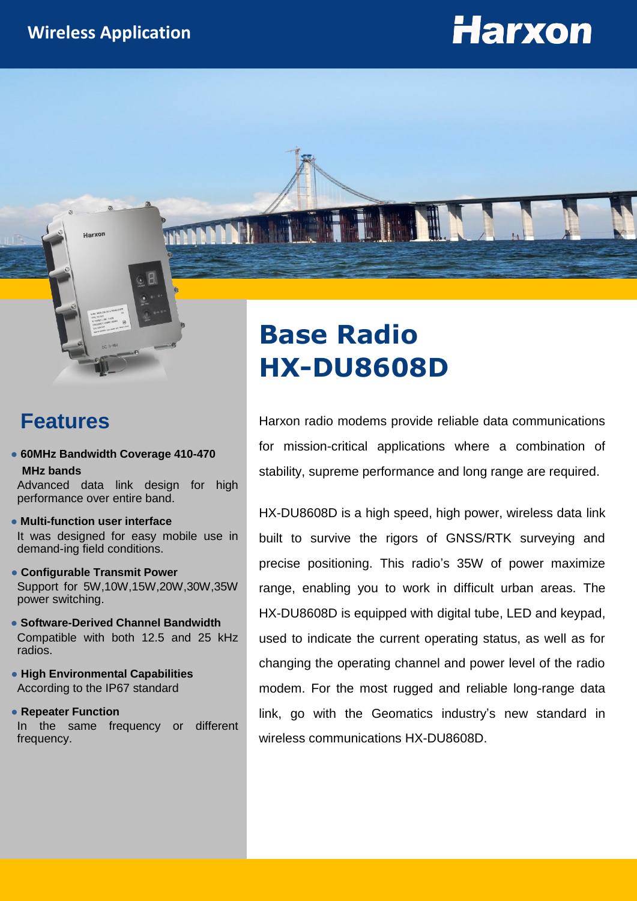Wireless Application

# Harxon

# Base Radio HX-DU8608D

Harxon radio modems provide reliable data communications for mission-critical applications where a combination of stability, supreme performance and long range are required.

HX-DU8608D is a high speed, high power, wireless data link built to survive the rigors of GNSS/RTK surveying and precise positioning. This radio's 35W of power maximize range, enabling you to work in difficult urban areas. The HX-DU8608D is equipped with digital tube, LED and keypad, used to indicate the current operating status, as well as for changing the operating channel and power level of the radio modem. For the most rugged and reliable long-range data link, go with the Geomatics industry's new standard in wireless communications HX-DU8608D.

## Features

- **60MHz Bandwidth Coverage 410-470 MHz bands**
  Advanced data link design for high performance over entire band.
- **Multi-function user interface**
  It was designed for easy mobile use in demand-ing field conditions.
- **Configurable Transmit Power**
  Support for 5W,10W,15W,20W,30W,35W power switching.
- **Software-Derived Channel Bandwidth**
  Compatible with both 12.5 and 25 kHz radios.
- **High Environmental Capabilities**
  According to the IP67 standard
- **Repeater Function**
  In the same frequency or different frequency.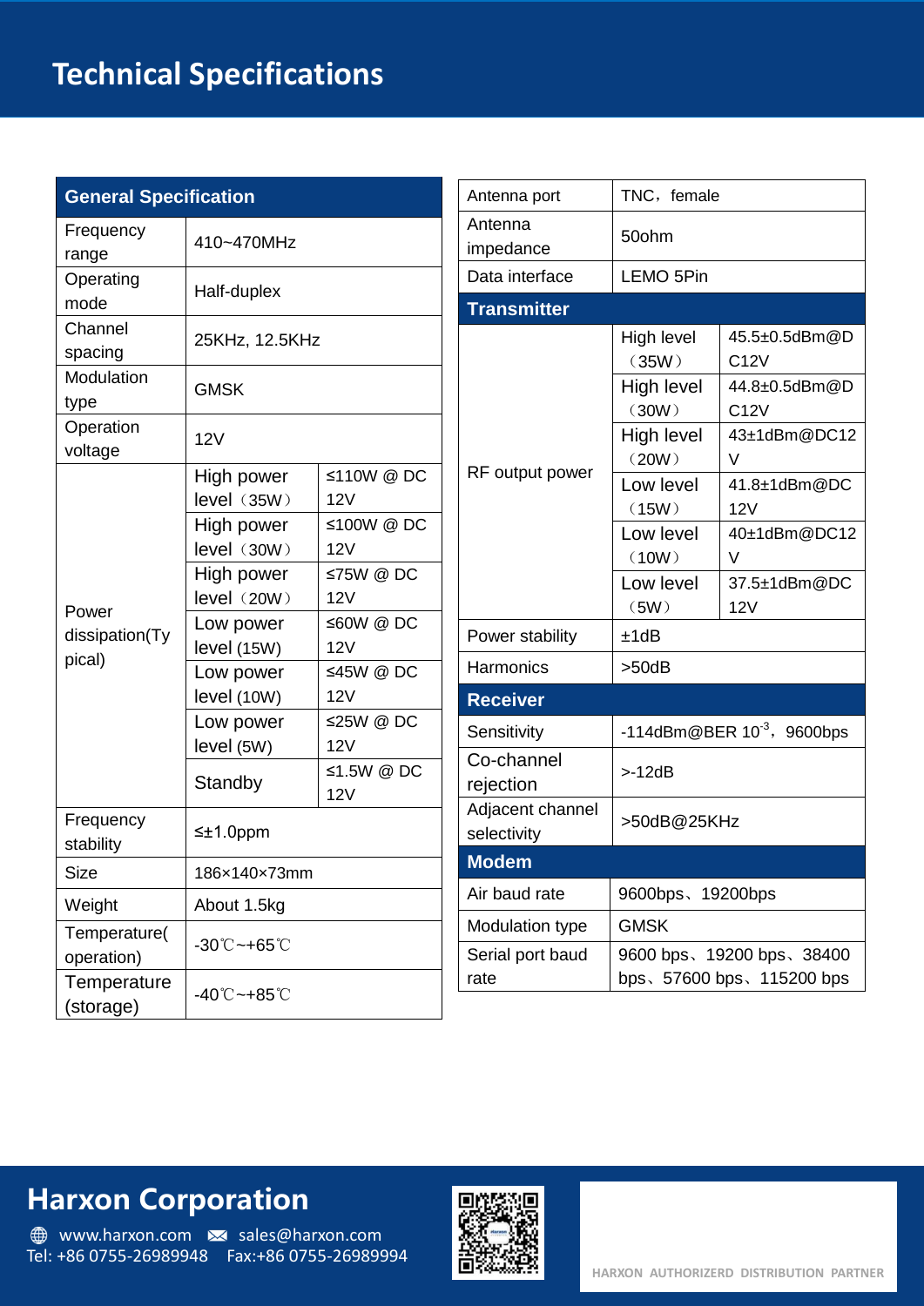# Technical Specifications

| General Specification | | |
|---|---|---|
| Frequency range | 410~470MHz | |
| Operating mode | Half-duplex | |
| Channel spacing | 25KHz, 12.5KHz | |
| Modulation type | GMSK | |
| Operation voltage | 12V | |
| Power dissipation(Typical) | High power level（35W） | ≤110W @ DC 12V |
| | High power level（30W） | ≤100W @ DC 12V |
| | High power level（20W） | ≤75W @ DC 12V |
| | Low power level (15W) | ≤60W @ DC 12V |
| | Low power level (10W) | ≤45W @ DC 12V |
| | Low power level (5W) | ≤25W @ DC 12V |
| | Standby | ≤1.5W @ DC 12V |
| Frequency stability | ≤±1.0ppm | |
| Size | 186×140×73mm | |
| Weight | About 1.5kg | |
| Temperature(operation) | -30℃~+65℃ | |
| Temperature (storage) | -40℃~+85℃ | |

| | | |
|---|---|---|
| Antenna port | TNC，female | |
| Antenna impedance | 50ohm | |
| Data interface | LEMO 5Pin | |
| **Transmitter** | | |
| RF output power | High level（35W） | 45.5±0.5dBm@DC12V |
| | High level（30W） | 44.8±0.5dBm@DC12V |
| | High level（20W） | 43±1dBm@DC12V |
| | Low level（15W） | 41.8±1dBm@DC12V |
| | Low level（10W） | 40±1dBm@DC12V |
| | Low level（5W） | 37.5±1dBm@DC12V |
| Power stability | ±1dB | |
| Harmonics | >50dB | |
| **Receiver** | | |
| Sensitivity | -114dBm@BER $10^{-3}$，9600bps | |
| Co-channel rejection | >-12dB | |
| Adjacent channel selectivity | >50dB@25KHz | |
| **Modem** | | |
| Air baud rate | 9600bps、19200bps | |
| Modulation type | GMSK | |
| Serial port baud rate | 9600 bps、19200 bps、38400 bps、57600 bps、115200 bps | |

## Harxon Corporation

www.harxon.com sales@harxon.com
Tel: +86 0755-26989948 Fax:+86 0755-26989994

HARXON AUTHORIZERD DISTRIBUTION PARTNER